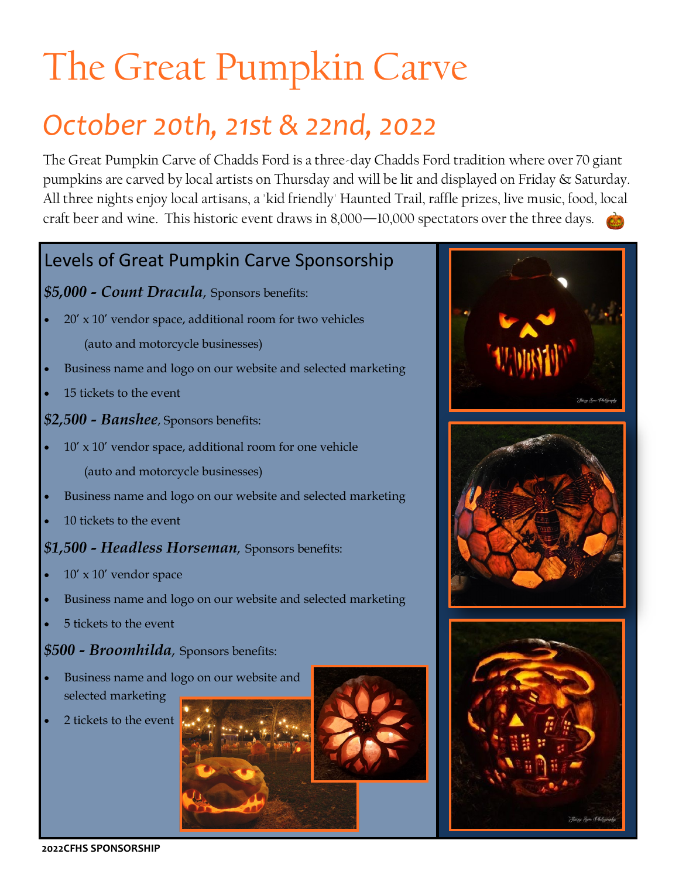# The Great Pumpkin Carve

## *October 20th, 21st & 22nd, 2022*

The Great Pumpkin Carve of Chadds Ford is a three-day Chadds Ford tradition where over 70 giant pumpkins are carved by local artists on Thursday and will be lit and displayed on Friday & Saturday. All three nights enjoy local artisans, a 'kid friendly' Haunted Trail, raffle prizes, live music, food, local craft beer and wine. This historic event draws in 8,000—10,000 spectators over the three days.

### Levels of Great Pumpkin Carve Sponsorship

***$5,000 - Count Dracula***, Sponsors benefits:

- 20' x 10' vendor space, additional room for two vehicles (auto and motorcycle businesses)
- Business name and logo on our website and selected marketing
- 15 tickets to the event

***$2,500 - Banshee***, Sponsors benefits:

- 10' x 10' vendor space, additional room for one vehicle (auto and motorcycle businesses)
- Business name and logo on our website and selected marketing
- 10 tickets to the event

***$1,500 - Headless Horseman***, Sponsors benefits:

- 10' x 10' vendor space
- Business name and logo on our website and selected marketing
- 5 tickets to the event

***$500 - Broomhilda***, Sponsors benefits:

- Business name and logo on our website and selected marketing
- 2 tickets to the event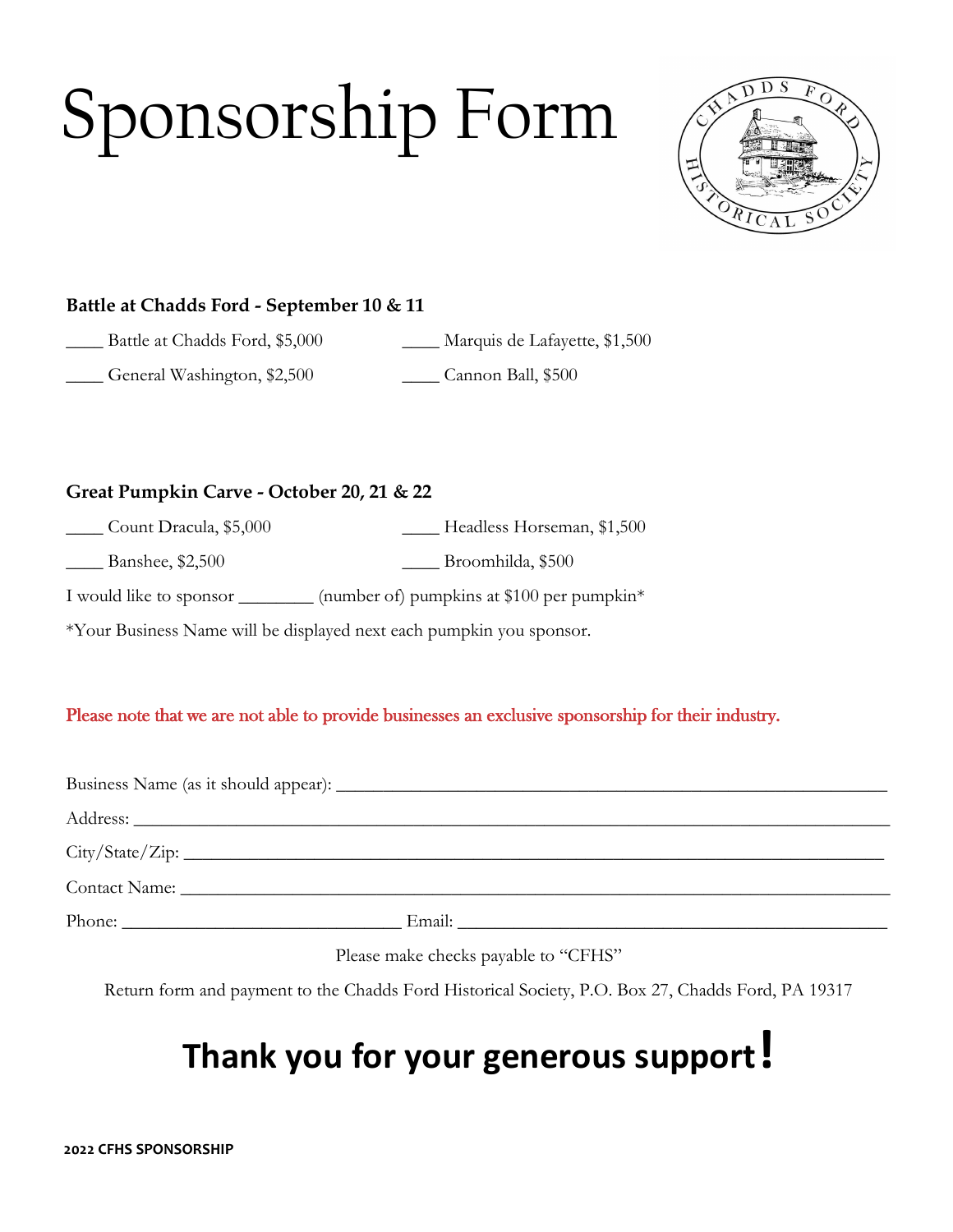# Sponsorship Form

**Battle at Chadds Ford - September 10 & 11**

____ Battle at Chadds Ford, $5,000

____ General Washington, $2,500

____ Marquis de Lafayette, $1,500

____ Cannon Ball, $500

**Great Pumpkin Carve - October 20, 21 & 22**

____ Count Dracula, $5,000

____ Banshee, $2,500

____ Headless Horseman, $1,500

____ Broomhilda, $500

I would like to sponsor ________ (number of) pumpkins at $100 per pumpkin*

*Your Business Name will be displayed next each pumpkin you sponsor.

Please note that we are not able to provide businesses an exclusive sponsorship for their industry.

Business Name (as it should appear): ____________________________________________

Address: ____________________________________________

City/State/Zip: ____________________________________________

Contact Name: ____________________________________________

Phone: ______________________________ Email: ______________________________

Please make checks payable to "CFHS"

Return form and payment to the Chadds Ford Historical Society, P.O. Box 27, Chadds Ford, PA 19317

## Thank you for your generous support!

**2022 CFHS SPONSORSHIP**